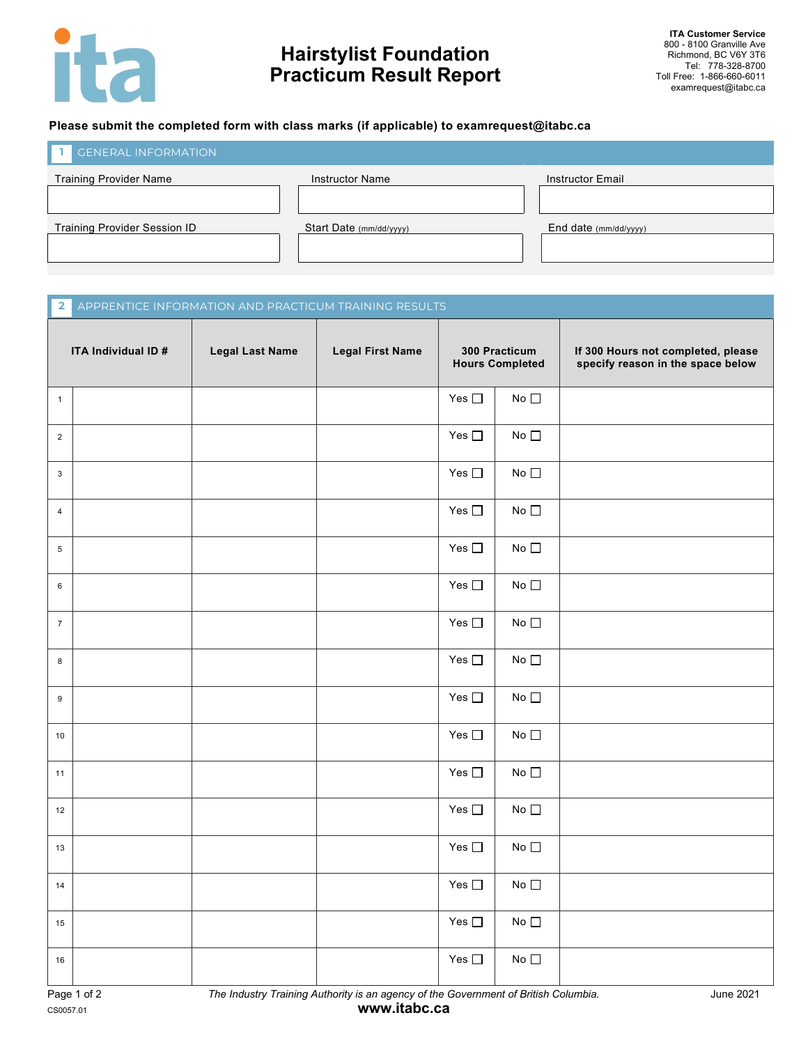ita

# Hairstylist Foundation Practicum Result Report

**ITA Customer Service**
800 - 8100 Granville Ave
Richmond, BC V6Y 3T6
Tel: 778-328-8700
Toll Free: 1-866-660-6011
examrequest@itabc.ca

**Please submit the completed form with class marks (if applicable) to examrequest@itabc.ca**

## 1 GENERAL INFORMATION

| Training Provider Name | Instructor Name | Instructor Email |
|---|---|---|
| | | |

| Training Provider Session ID | Start Date (mm/dd/yyyy) | End date (mm/dd/yyyy) |
|---|---|---|
| | | |

## 2 APPRENTICE INFORMATION AND PRACTICUM TRAINING RESULTS

| | ITA Individual ID # | Legal Last Name | Legal First Name | 300 Practicum Hours Completed | | If 300 Hours not completed, please specify reason in the space below |
|---|---|---|---|---|---|---|
| 1 | | | | Yes ☐ | No ☐ | |
| 2 | | | | Yes ☐ | No ☐ | |
| 3 | | | | Yes ☐ | No ☐ | |
| 4 | | | | Yes ☐ | No ☐ | |
| 5 | | | | Yes ☐ | No ☐ | |
| 6 | | | | Yes ☐ | No ☐ | |
| 7 | | | | Yes ☐ | No ☐ | |
| 8 | | | | Yes ☐ | No ☐ | |
| 9 | | | | Yes ☐ | No ☐ | |
| 10 | | | | Yes ☐ | No ☐ | |
| 11 | | | | Yes ☐ | No ☐ | |
| 12 | | | | Yes ☐ | No ☐ | |
| 13 | | | | Yes ☐ | No ☐ | |
| 14 | | | | Yes ☐ | No ☐ | |
| 15 | | | | Yes ☐ | No ☐ | |
| 16 | | | | Yes ☐ | No ☐ | |

*The Industry Training Authority is an agency of the Government of British Columbia.*

June 2021

CS0057.01

**www.itabc.ca**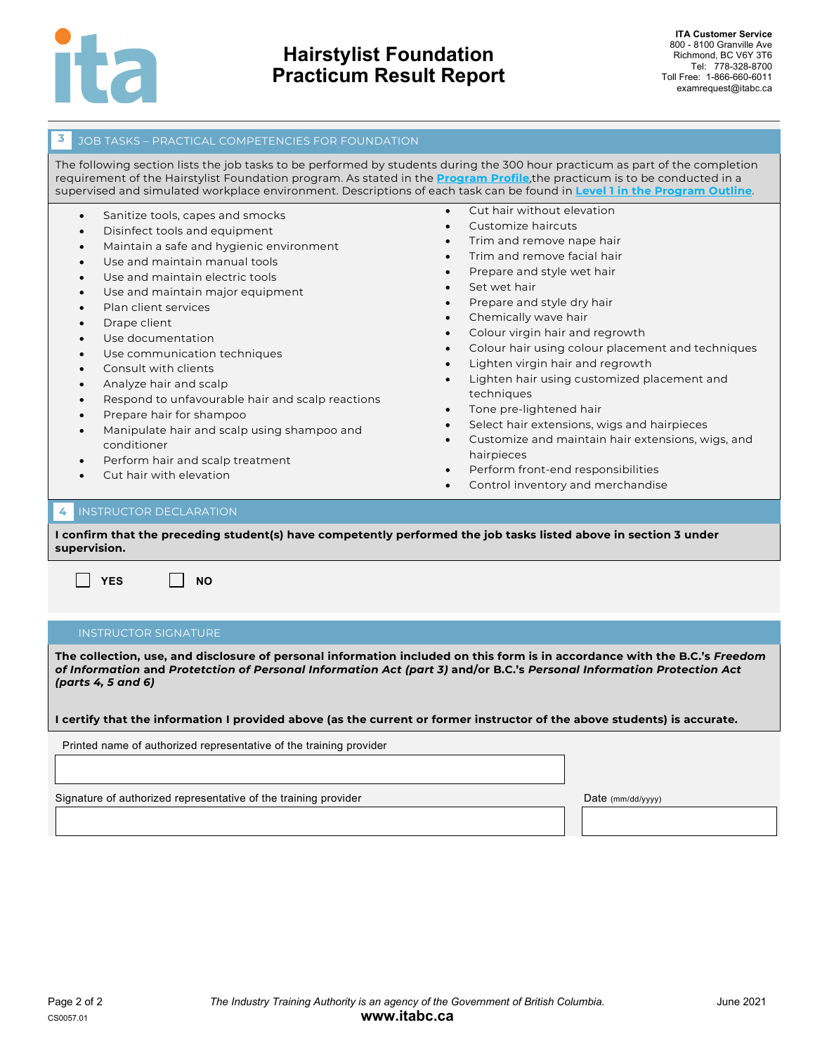# Hairstylist Foundation Practicum Result Report

**ITA Customer Service**
800 - 8100 Granville Ave
Richmond, BC V6Y 3T6
Tel: 778-328-8700
Toll Free: 1-866-660-6011
examrequest@itabc.ca

## 3 JOB TASKS – PRACTICAL COMPETENCIES FOR FOUNDATION

The following section lists the job tasks to be performed by students during the 300 hour practicum as part of the completion requirement of the Hairstylist Foundation program. As stated in the **Program Profile**,the practicum is to be conducted in a supervised and simulated workplace environment. Descriptions of each task can be found in **Level 1 in the Program Outline**.

- Sanitize tools, capes and smocks
- Disinfect tools and equipment
- Maintain a safe and hygienic environment
- Use and maintain manual tools
- Use and maintain electric tools
- Use and maintain major equipment
- Plan client services
- Drape client
- Use documentation
- Use communication techniques
- Consult with clients
- Analyze hair and scalp
- Respond to unfavourable hair and scalp reactions
- Prepare hair for shampoo
- Manipulate hair and scalp using shampoo and conditioner
- Perform hair and scalp treatment
- Cut hair with elevation
- Cut hair without elevation
- Customize haircuts
- Trim and remove nape hair
- Trim and remove facial hair
- Prepare and style wet hair
- Set wet hair
- Prepare and style dry hair
- Chemically wave hair
- Colour virgin hair and regrowth
- Colour hair using colour placement and techniques
- Lighten virgin hair and regrowth
- Lighten hair using customized placement and techniques
- Tone pre-lightened hair
- Select hair extensions, wigs and hairpieces
- Customize and maintain hair extensions, wigs, and hairpieces
- Perform front-end responsibilities
- Control inventory and merchandise

## 4 INSTRUCTOR DECLARATION

**I confirm that the preceding student(s) have competently performed the job tasks listed above in section 3 under supervision.**

☐ **YES** ☐ **NO**

## INSTRUCTOR SIGNATURE

**The collection, use, and disclosure of personal information included on this form is in accordance with the B.C.'s *Freedom of Information* and *Protetction of Personal Information Act (part 3)* and/or B.C.'s *Personal Information Protection Act (parts 4, 5 and 6)***

**I certify that the information I provided above (as the current or former instructor of the above students) is accurate.**

Printed name of authorized representative of the training provider

Signature of authorized representative of the training provider

Date (mm/dd/yyyy)

CS0057.01

*The Industry Training Authority is an agency of the Government of British Columbia.*

**www.itabc.ca**

June 2021